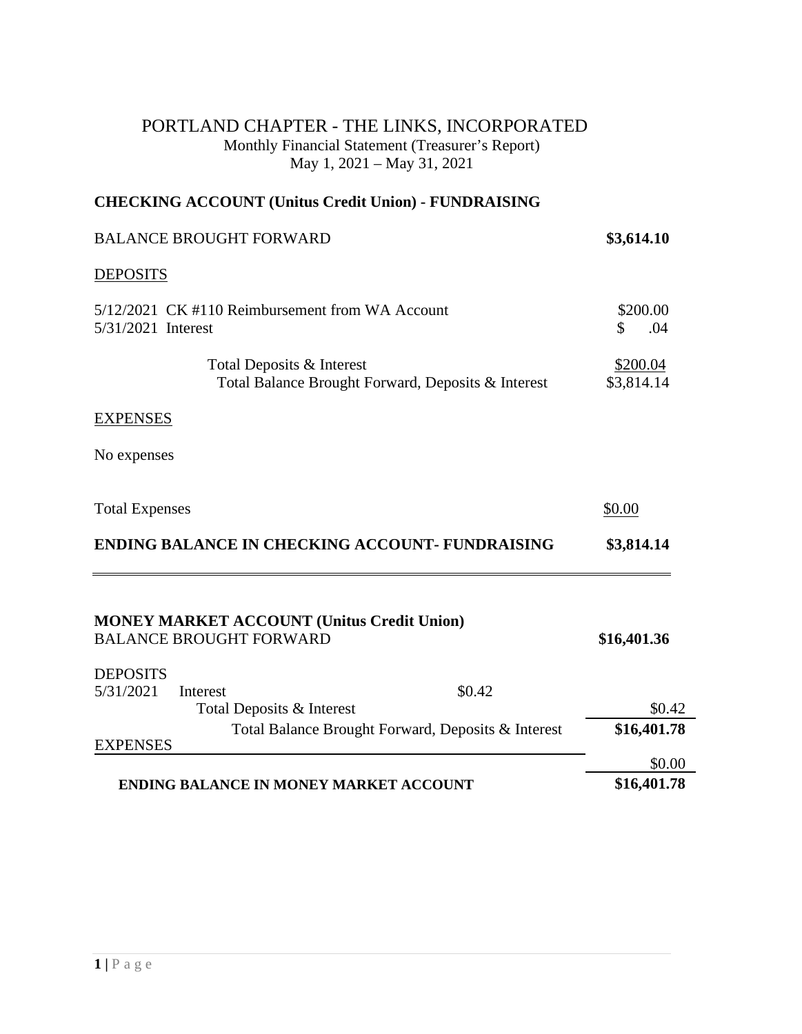# PORTLAND CHAPTER - THE LINKS, INCORPORATED

Monthly Financial Statement (Treasurer's Report)
May 1, 2021 – May 31, 2021

## CHECKING ACCOUNT (Unitus Credit Union) - FUNDRAISING

| | |
|---|---|
| BALANCE BROUGHT FORWARD | **$3,614.10** |
| DEPOSITS | |
| 5/12/2021 CK #110 Reimbursement from WA Account | $200.00 |
| 5/31/2021 Interest | $ .04 |
| Total Deposits & Interest | $200.04 |
| Total Balance Brought Forward, Deposits & Interest | $3,814.14 |
| EXPENSES | |
| No expenses | |
| Total Expenses | $0.00 |
| **ENDING BALANCE IN CHECKING ACCOUNT- FUNDRAISING** | **$3,814.14** |

## MONEY MARKET ACCOUNT (Unitus Credit Union)

| | | |
|---|---|---|
| BALANCE BROUGHT FORWARD | | **$16,401.36** |
| DEPOSITS | | |
| 5/31/2021 Interest | $0.42 | |
| Total Deposits & Interest | | $0.42 |
| Total Balance Brought Forward, Deposits & Interest | | **$16,401.78** |
| EXPENSES | | |
| | | $0.00 |
| **ENDING BALANCE IN MONEY MARKET ACCOUNT** | | **$16,401.78** |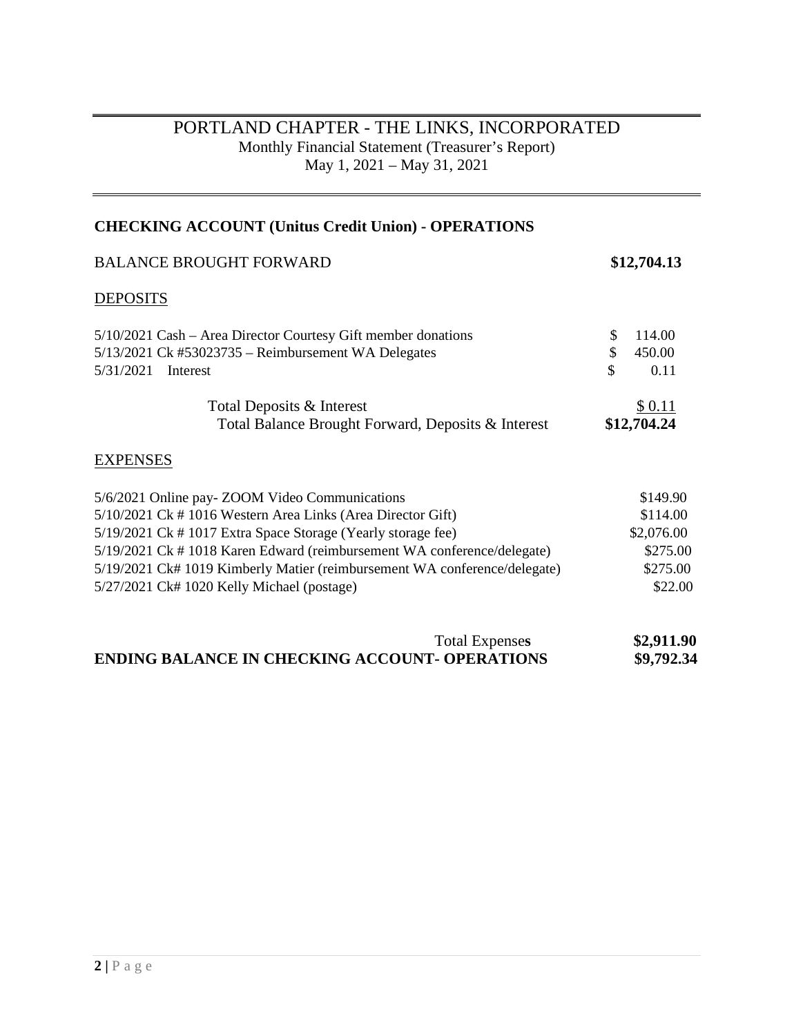# PORTLAND CHAPTER - THE LINKS, INCORPORATED

Monthly Financial Statement (Treasurer's Report)
May 1, 2021 – May 31, 2021

## CHECKING ACCOUNT (Unitus Credit Union) - OPERATIONS

| BALANCE BROUGHT FORWARD | **$12,704.13** |
|---|---|

### DEPOSITS

| | |
|---|---|
| 5/10/2021 Cash – Area Director Courtesy Gift member donations | $ 114.00 |
| 5/13/2021 Ck #53023735 – Reimbursement WA Delegates | $ 450.00 |
| 5/31/2021 Interest | $ 0.11 |
| Total Deposits & Interest | $ 0.11 |
| Total Balance Brought Forward, Deposits & Interest | **$12,704.24** |

### EXPENSES

| | |
|---|---|
| 5/6/2021 Online pay- ZOOM Video Communications | $149.90 |
| 5/10/2021 Ck # 1016 Western Area Links (Area Director Gift) | $114.00 |
| 5/19/2021 Ck # 1017 Extra Space Storage (Yearly storage fee) | $2,076.00 |
| 5/19/2021 Ck # 1018 Karen Edward (reimbursement WA conference/delegate) | $275.00 |
| 5/19/2021 Ck# 1019 Kimberly Matier (reimbursement WA conference/delegate) | $275.00 |
| 5/27/2021 Ck# 1020 Kelly Michael (postage) | $22.00 |
| Total Expenses | **$2,911.90** |
| **ENDING BALANCE IN CHECKING ACCOUNT- OPERATIONS** | **$9,792.34** |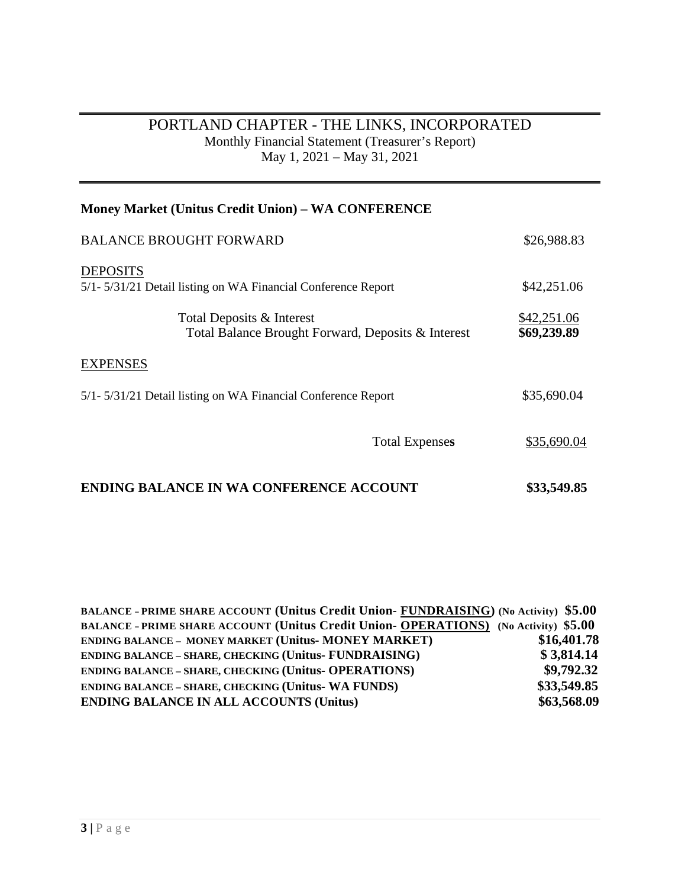# PORTLAND CHAPTER - THE LINKS, INCORPORATED

Monthly Financial Statement (Treasurer's Report)
May 1, 2021 – May 31, 2021

## Money Market (Unitus Credit Union) – WA CONFERENCE

| | |
|---|---|
| BALANCE BROUGHT FORWARD | $26,988.83 |
| DEPOSITS | |
| 5/1- 5/31/21 Detail listing on WA Financial Conference Report | $42,251.06 |
| Total Deposits & Interest | $42,251.06 |
| Total Balance Brought Forward, Deposits & Interest | **$69,239.89** |
| EXPENSES | |
| 5/1- 5/31/21 Detail listing on WA Financial Conference Report | $35,690.04 |
| Total Expenses | $35,690.04 |
| **ENDING BALANCE IN WA CONFERENCE ACCOUNT** | **$33,549.85** |

| | |
|---|---|
| **BALANCE – PRIME SHARE ACCOUNT (Unitus Credit Union- FUNDRAISING) (No Activity)** | **$5.00** |
| **BALANCE – PRIME SHARE ACCOUNT (Unitus Credit Union- OPERATIONS) (No Activity)** | **$5.00** |
| **ENDING BALANCE – MONEY MARKET (Unitus- MONEY MARKET)** | **$16,401.78** |
| **ENDING BALANCE – SHARE, CHECKING (Unitus- FUNDRAISING)** | **$ 3,814.14** |
| **ENDING BALANCE – SHARE, CHECKING (Unitus- OPERATIONS)** | **$9,792.32** |
| **ENDING BALANCE – SHARE, CHECKING (Unitus- WA FUNDS)** | **$33,549.85** |
| **ENDING BALANCE IN ALL ACCOUNTS (Unitus)** | **$63,568.09** |